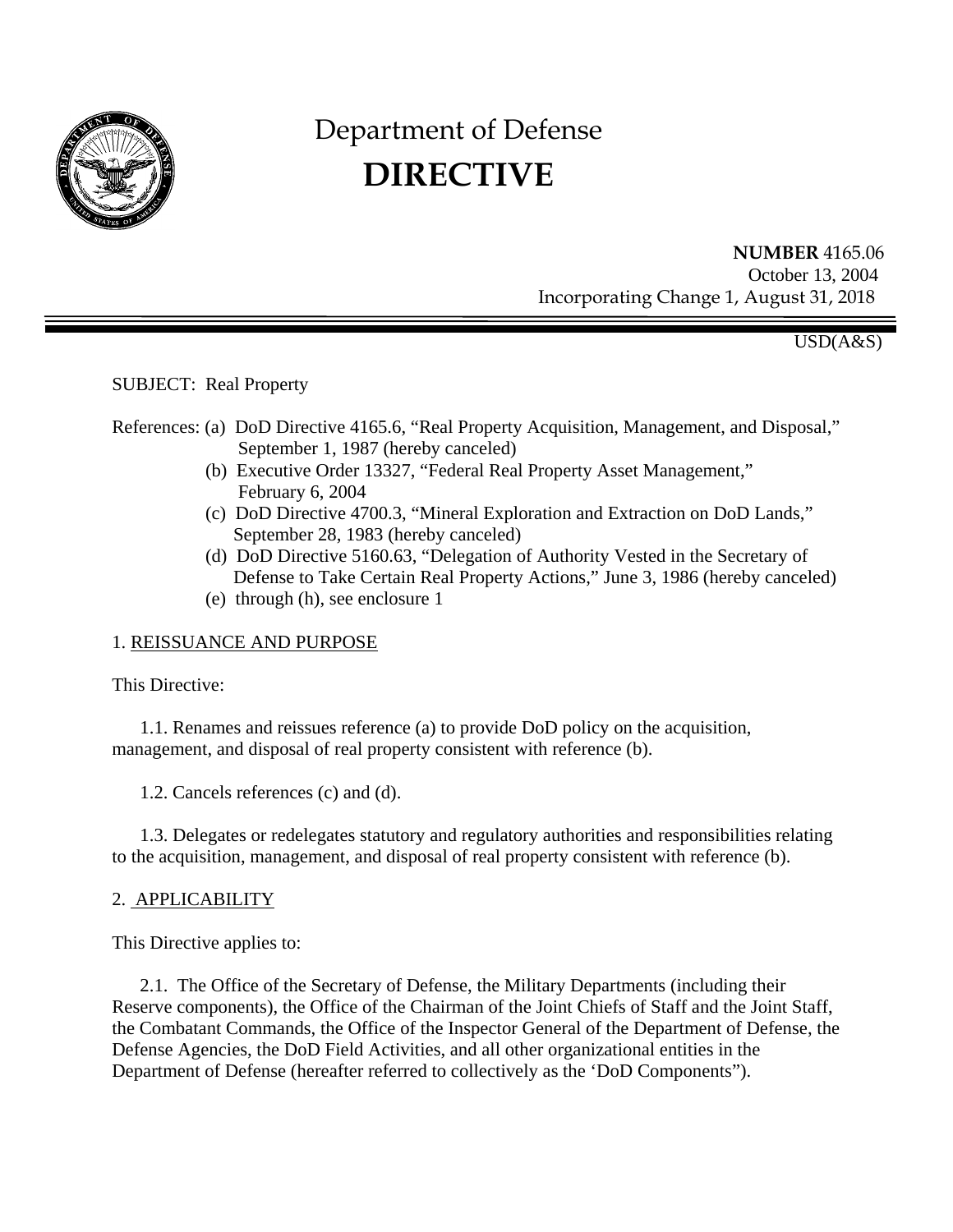# Department of Defense

# DIRECTIVE

**NUMBER** 4165.06
October 13, 2004
Incorporating Change 1, August 31, 2018

USD(A&S)

SUBJECT: Real Property

References: (a) DoD Directive 4165.6, "Real Property Acquisition, Management, and Disposal," September 1, 1987 (hereby canceled)
(b) Executive Order 13327, "Federal Real Property Asset Management," February 6, 2004
(c) DoD Directive 4700.3, "Mineral Exploration and Extraction on DoD Lands," September 28, 1983 (hereby canceled)
(d) DoD Directive 5160.63, "Delegation of Authority Vested in the Secretary of Defense to Take Certain Real Property Actions," June 3, 1986 (hereby canceled)
(e) through (h), see enclosure 1

## 1. REISSUANCE AND PURPOSE

This Directive:

1.1. Renames and reissues reference (a) to provide DoD policy on the acquisition, management, and disposal of real property consistent with reference (b).

1.2. Cancels references (c) and (d).

1.3. Delegates or redelegates statutory and regulatory authorities and responsibilities relating to the acquisition, management, and disposal of real property consistent with reference (b).

## 2. APPLICABILITY

This Directive applies to:

2.1. The Office of the Secretary of Defense, the Military Departments (including their Reserve components), the Office of the Chairman of the Joint Chiefs of Staff and the Joint Staff, the Combatant Commands, the Office of the Inspector General of the Department of Defense, the Defense Agencies, the DoD Field Activities, and all other organizational entities in the Department of Defense (hereafter referred to collectively as the 'DoD Components").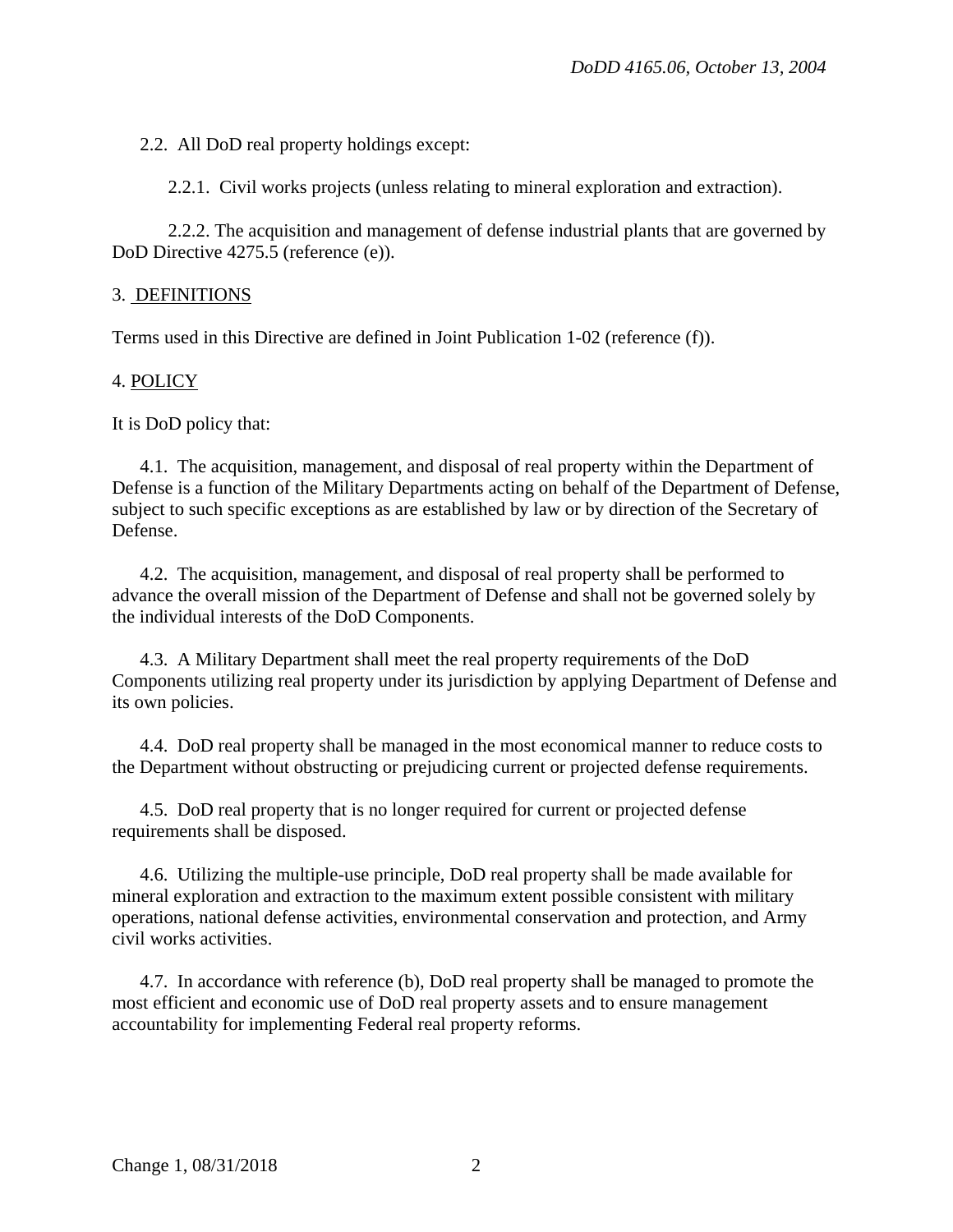2.2. All DoD real property holdings except:

2.2.1. Civil works projects (unless relating to mineral exploration and extraction).

2.2.2. The acquisition and management of defense industrial plants that are governed by DoD Directive 4275.5 (reference (e)).

## 3. DEFINITIONS

Terms used in this Directive are defined in Joint Publication 1-02 (reference (f)).

## 4. POLICY

It is DoD policy that:

4.1. The acquisition, management, and disposal of real property within the Department of Defense is a function of the Military Departments acting on behalf of the Department of Defense, subject to such specific exceptions as are established by law or by direction of the Secretary of Defense.

4.2. The acquisition, management, and disposal of real property shall be performed to advance the overall mission of the Department of Defense and shall not be governed solely by the individual interests of the DoD Components.

4.3. A Military Department shall meet the real property requirements of the DoD Components utilizing real property under its jurisdiction by applying Department of Defense and its own policies.

4.4. DoD real property shall be managed in the most economical manner to reduce costs to the Department without obstructing or prejudicing current or projected defense requirements.

4.5. DoD real property that is no longer required for current or projected defense requirements shall be disposed.

4.6. Utilizing the multiple-use principle, DoD real property shall be made available for mineral exploration and extraction to the maximum extent possible consistent with military operations, national defense activities, environmental conservation and protection, and Army civil works activities.

4.7. In accordance with reference (b), DoD real property shall be managed to promote the most efficient and economic use of DoD real property assets and to ensure management accountability for implementing Federal real property reforms.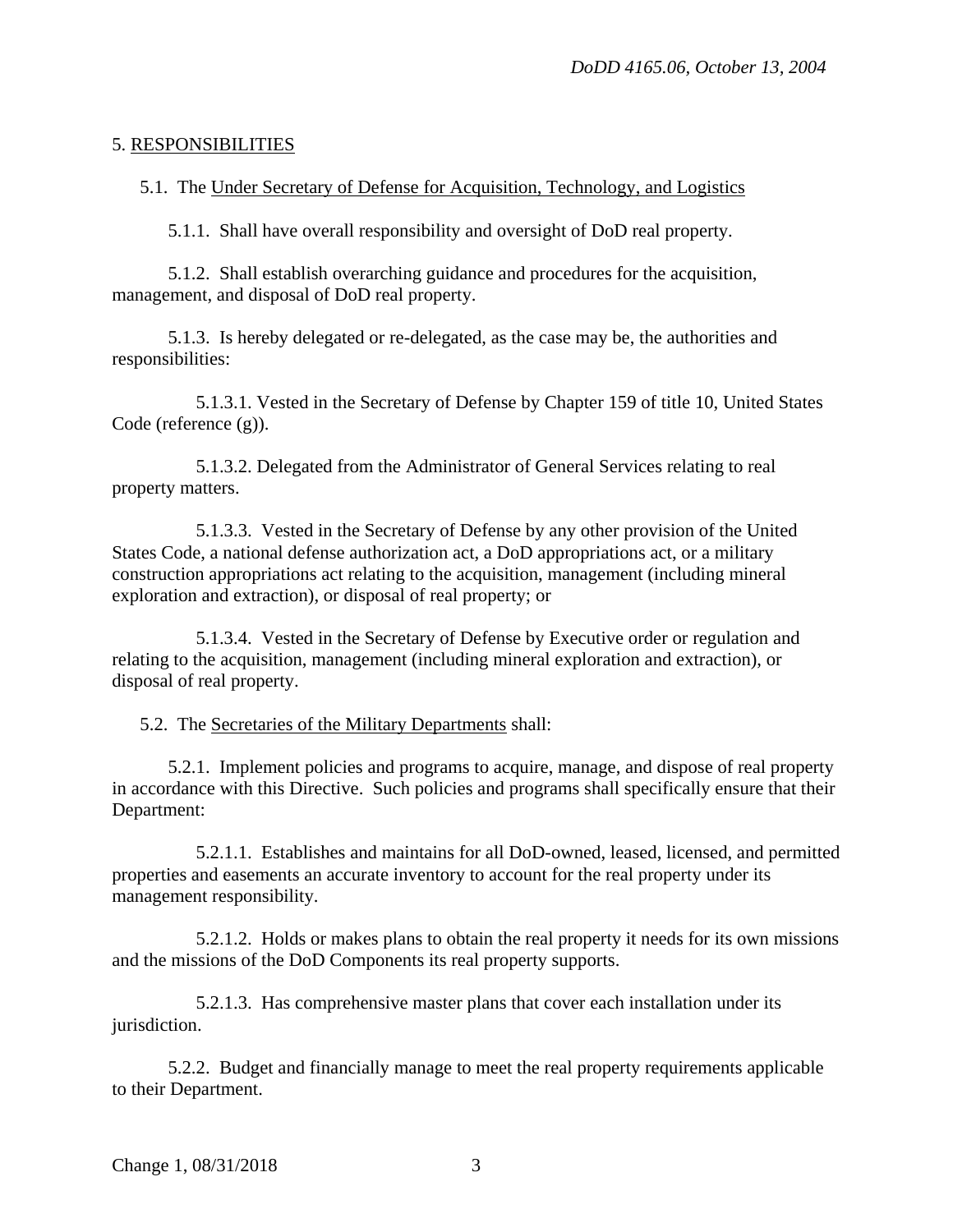5. RESPONSIBILITIES

5.1. The Under Secretary of Defense for Acquisition, Technology, and Logistics

5.1.1. Shall have overall responsibility and oversight of DoD real property.

5.1.2. Shall establish overarching guidance and procedures for the acquisition, management, and disposal of DoD real property.

5.1.3. Is hereby delegated or re-delegated, as the case may be, the authorities and responsibilities:

5.1.3.1. Vested in the Secretary of Defense by Chapter 159 of title 10, United States Code (reference (g)).

5.1.3.2. Delegated from the Administrator of General Services relating to real property matters.

5.1.3.3. Vested in the Secretary of Defense by any other provision of the United States Code, a national defense authorization act, a DoD appropriations act, or a military construction appropriations act relating to the acquisition, management (including mineral exploration and extraction), or disposal of real property; or

5.1.3.4. Vested in the Secretary of Defense by Executive order or regulation and relating to the acquisition, management (including mineral exploration and extraction), or disposal of real property.

5.2. The Secretaries of the Military Departments shall:

5.2.1. Implement policies and programs to acquire, manage, and dispose of real property in accordance with this Directive. Such policies and programs shall specifically ensure that their Department:

5.2.1.1. Establishes and maintains for all DoD-owned, leased, licensed, and permitted properties and easements an accurate inventory to account for the real property under its management responsibility.

5.2.1.2. Holds or makes plans to obtain the real property it needs for its own missions and the missions of the DoD Components its real property supports.

5.2.1.3. Has comprehensive master plans that cover each installation under its jurisdiction.

5.2.2. Budget and financially manage to meet the real property requirements applicable to their Department.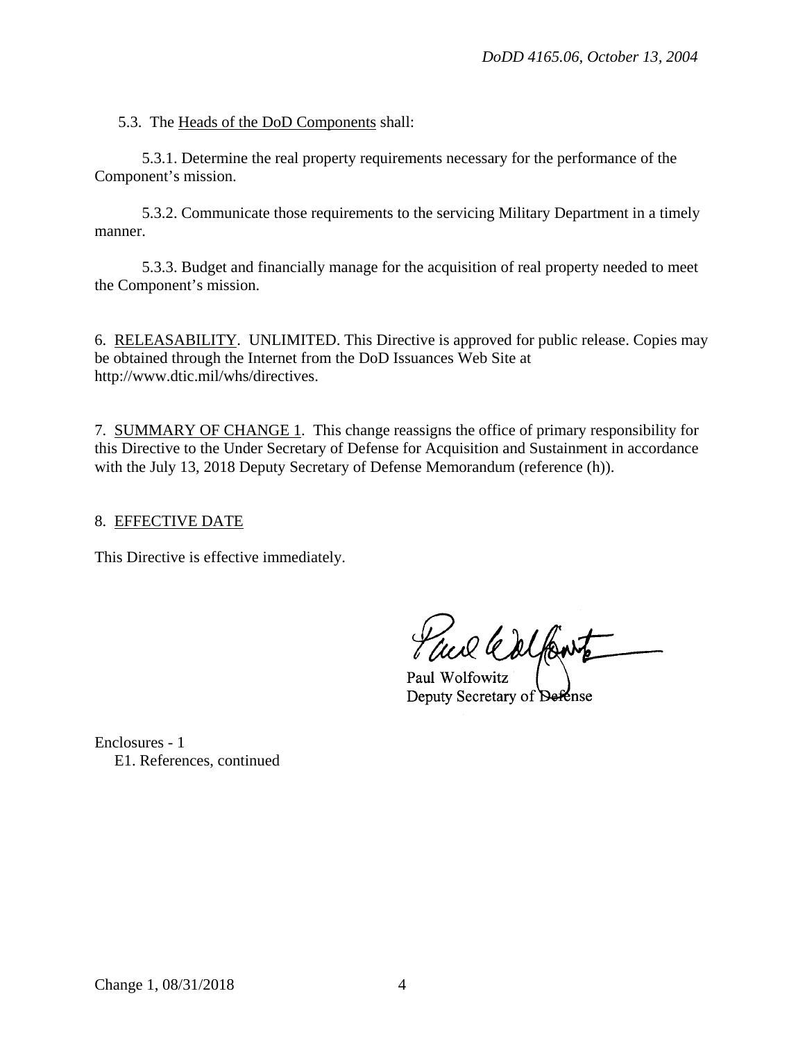5.3. The Heads of the DoD Components shall:

5.3.1. Determine the real property requirements necessary for the performance of the Component's mission.

5.3.2. Communicate those requirements to the servicing Military Department in a timely manner.

5.3.3. Budget and financially manage for the acquisition of real property needed to meet the Component's mission.

6. RELEASABILITY. UNLIMITED. This Directive is approved for public release. Copies may be obtained through the Internet from the DoD Issuances Web Site at http://www.dtic.mil/whs/directives.

7. SUMMARY OF CHANGE 1. This change reassigns the office of primary responsibility for this Directive to the Under Secretary of Defense for Acquisition and Sustainment in accordance with the July 13, 2018 Deputy Secretary of Defense Memorandum (reference (h)).

8. EFFECTIVE DATE

This Directive is effective immediately.

Paul Wolfowitz
Deputy Secretary of Defense

Enclosures - 1
E1. References, continued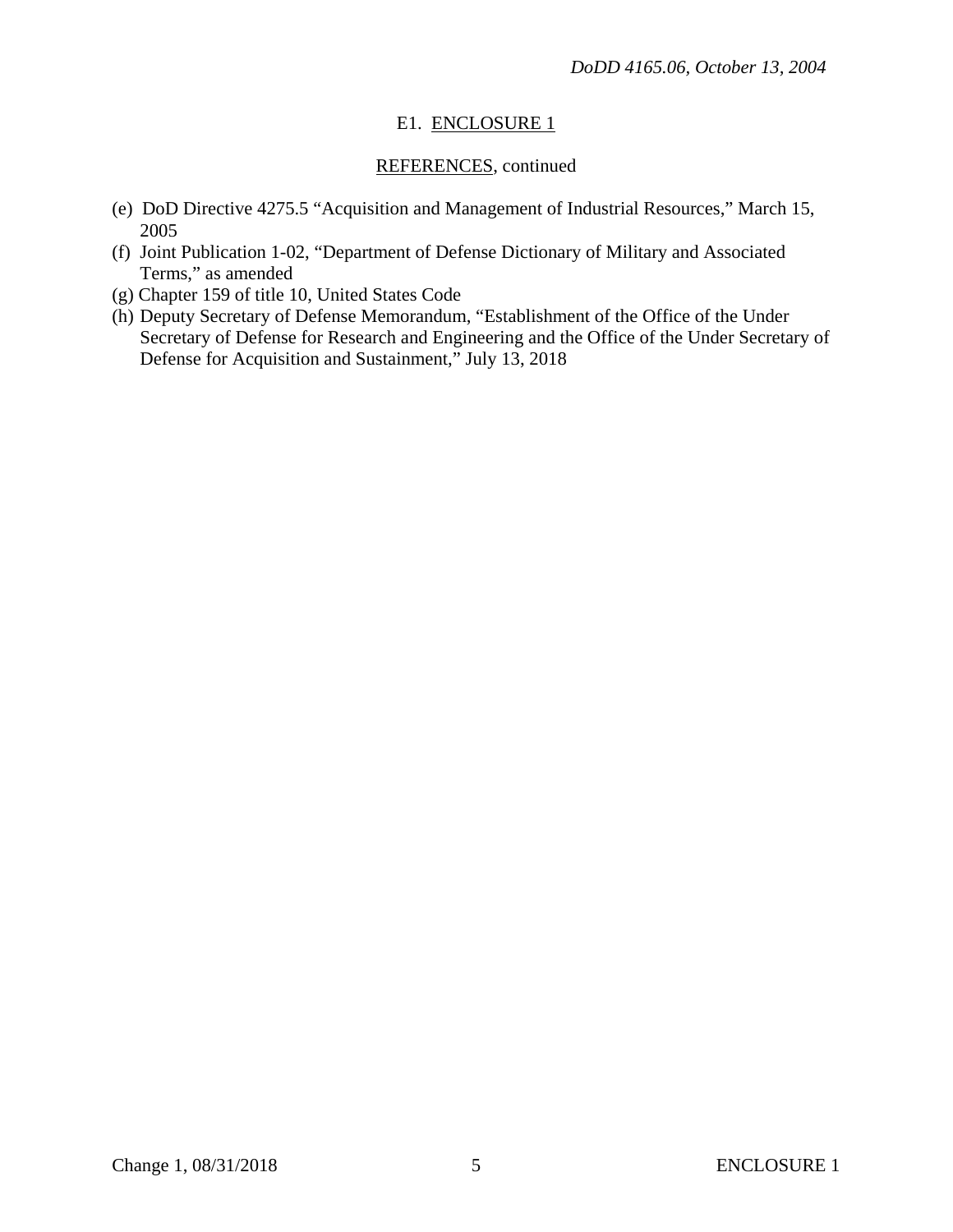E1. ENCLOSURE 1

REFERENCES, continued

(e) DoD Directive 4275.5 "Acquisition and Management of Industrial Resources," March 15, 2005
(f) Joint Publication 1-02, "Department of Defense Dictionary of Military and Associated Terms," as amended
(g) Chapter 159 of title 10, United States Code
(h) Deputy Secretary of Defense Memorandum, "Establishment of the Office of the Under Secretary of Defense for Research and Engineering and the Office of the Under Secretary of Defense for Acquisition and Sustainment," July 13, 2018